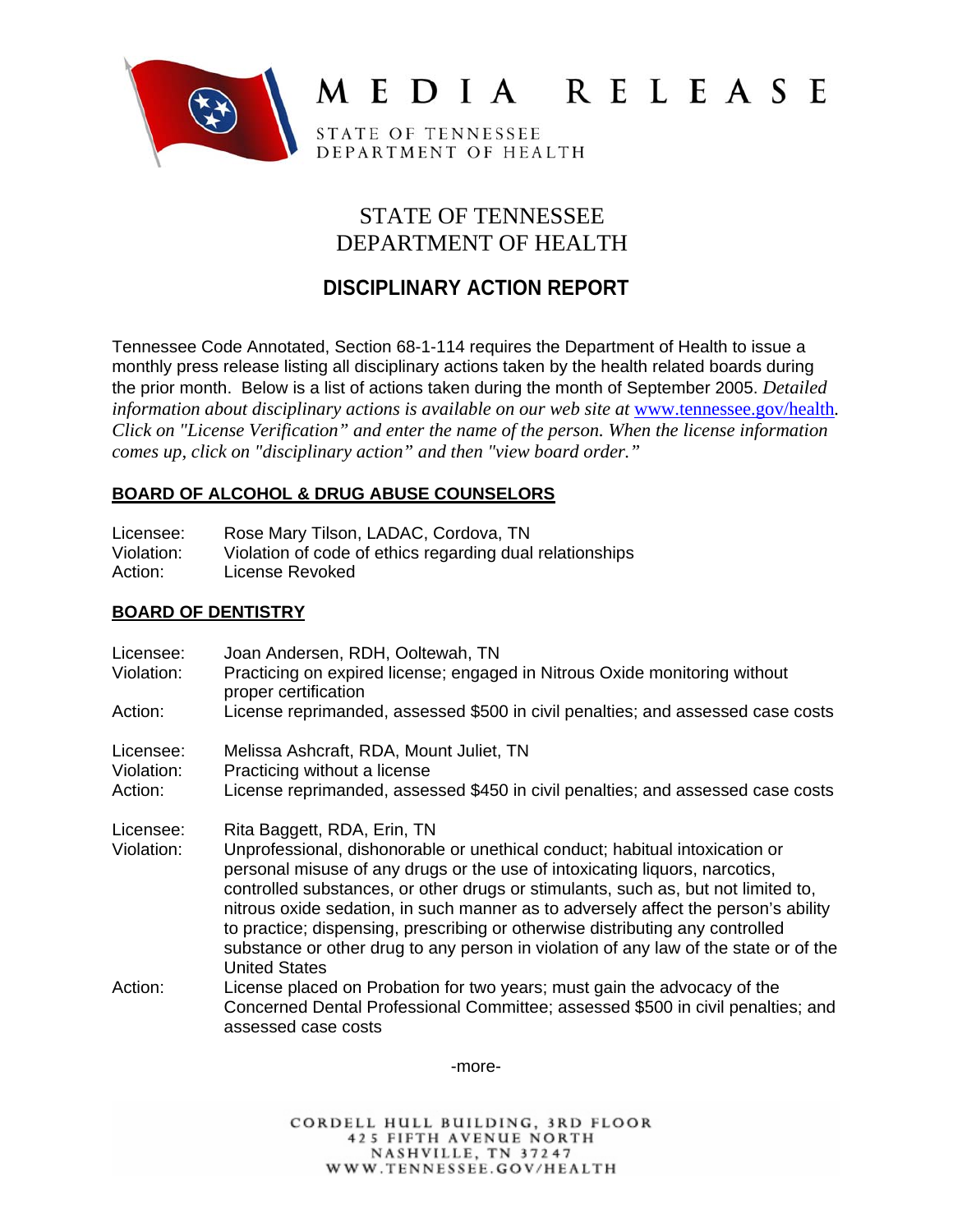# MEDIA RELEASE

STATE OF TENNESSEE
DEPARTMENT OF HEALTH

## STATE OF TENNESSEE
## DEPARTMENT OF HEALTH

## DISCIPLINARY ACTION REPORT

Tennessee Code Annotated, Section 68-1-114 requires the Department of Health to issue a monthly press release listing all disciplinary actions taken by the health related boards during the prior month. Below is a list of actions taken during the month of September 2005. *Detailed information about disciplinary actions is available on our web site at* www.tennessee.gov/health*. Click on "License Verification" and enter the name of the person. When the license information comes up, click on "disciplinary action" and then "view board order."*

### BOARD OF ALCOHOL & DRUG ABUSE COUNSELORS

Licensee: Rose Mary Tilson, LADAC, Cordova, TN
Violation: Violation of code of ethics regarding dual relationships
Action: License Revoked

### BOARD OF DENTISTRY

Licensee: Joan Andersen, RDH, Ooltewah, TN
Violation: Practicing on expired license; engaged in Nitrous Oxide monitoring without proper certification
Action: License reprimanded, assessed $500 in civil penalties; and assessed case costs

Licensee: Melissa Ashcraft, RDA, Mount Juliet, TN
Violation: Practicing without a license
Action: License reprimanded, assessed $450 in civil penalties; and assessed case costs

Licensee: Rita Baggett, RDA, Erin, TN
Violation: Unprofessional, dishonorable or unethical conduct; habitual intoxication or personal misuse of any drugs or the use of intoxicating liquors, narcotics, controlled substances, or other drugs or stimulants, such as, but not limited to, nitrous oxide sedation, in such manner as to adversely affect the person's ability to practice; dispensing, prescribing or otherwise distributing any controlled substance or other drug to any person in violation of any law of the state or of the United States
Action: License placed on Probation for two years; must gain the advocacy of the Concerned Dental Professional Committee; assessed $500 in civil penalties; and assessed case costs

-more-

CORDELL HULL BUILDING, 3RD FLOOR
425 FIFTH AVENUE NORTH
NASHVILLE, TN 37247
WWW.TENNESSEE.GOV/HEALTH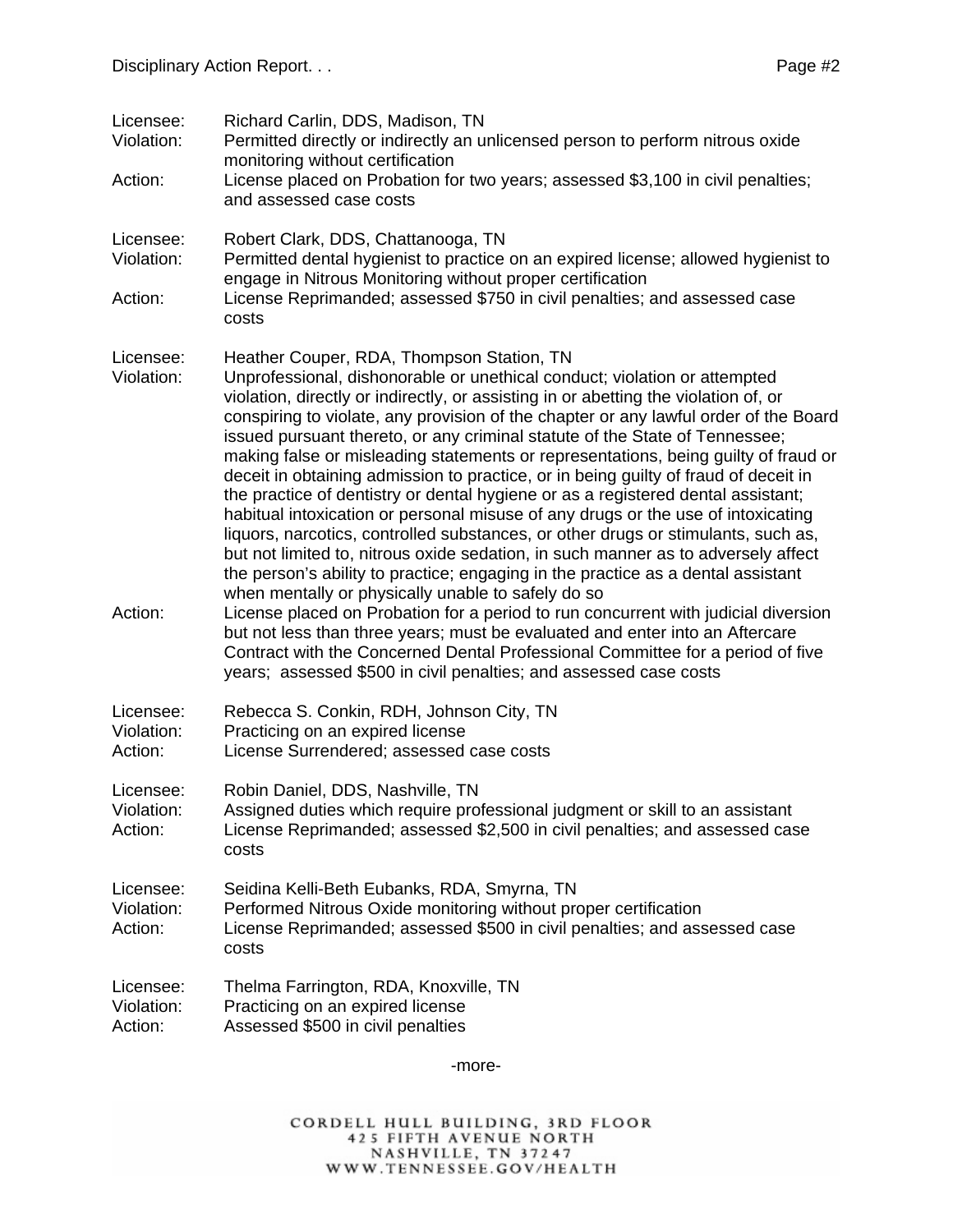Licensee: Richard Carlin, DDS, Madison, TN
Violation: Permitted directly or indirectly an unlicensed person to perform nitrous oxide monitoring without certification
Action: License placed on Probation for two years; assessed $3,100 in civil penalties; and assessed case costs

Licensee: Robert Clark, DDS, Chattanooga, TN
Violation: Permitted dental hygienist to practice on an expired license; allowed hygienist to engage in Nitrous Monitoring without proper certification
Action: License Reprimanded; assessed $750 in civil penalties; and assessed case costs

Licensee: Heather Couper, RDA, Thompson Station, TN
Violation: Unprofessional, dishonorable or unethical conduct; violation or attempted violation, directly or indirectly, or assisting in or abetting the violation of, or conspiring to violate, any provision of the chapter or any lawful order of the Board issued pursuant thereto, or any criminal statute of the State of Tennessee; making false or misleading statements or representations, being guilty of fraud or deceit in obtaining admission to practice, or in being guilty of fraud of deceit in the practice of dentistry or dental hygiene or as a registered dental assistant; habitual intoxication or personal misuse of any drugs or the use of intoxicating liquors, narcotics, controlled substances, or other drugs or stimulants, such as, but not limited to, nitrous oxide sedation, in such manner as to adversely affect the person's ability to practice; engaging in the practice as a dental assistant when mentally or physically unable to safely do so
Action: License placed on Probation for a period to run concurrent with judicial diversion but not less than three years; must be evaluated and enter into an Aftercare Contract with the Concerned Dental Professional Committee for a period of five years; assessed $500 in civil penalties; and assessed case costs

Licensee: Rebecca S. Conkin, RDH, Johnson City, TN
Violation: Practicing on an expired license
Action: License Surrendered; assessed case costs

Licensee: Robin Daniel, DDS, Nashville, TN
Violation: Assigned duties which require professional judgment or skill to an assistant
Action: License Reprimanded; assessed $2,500 in civil penalties; and assessed case costs

Licensee: Seidina Kelli-Beth Eubanks, RDA, Smyrna, TN
Violation: Performed Nitrous Oxide monitoring without proper certification
Action: License Reprimanded; assessed $500 in civil penalties; and assessed case costs

Licensee: Thelma Farrington, RDA, Knoxville, TN
Violation: Practicing on an expired license
Action: Assessed $500 in civil penalties

-more-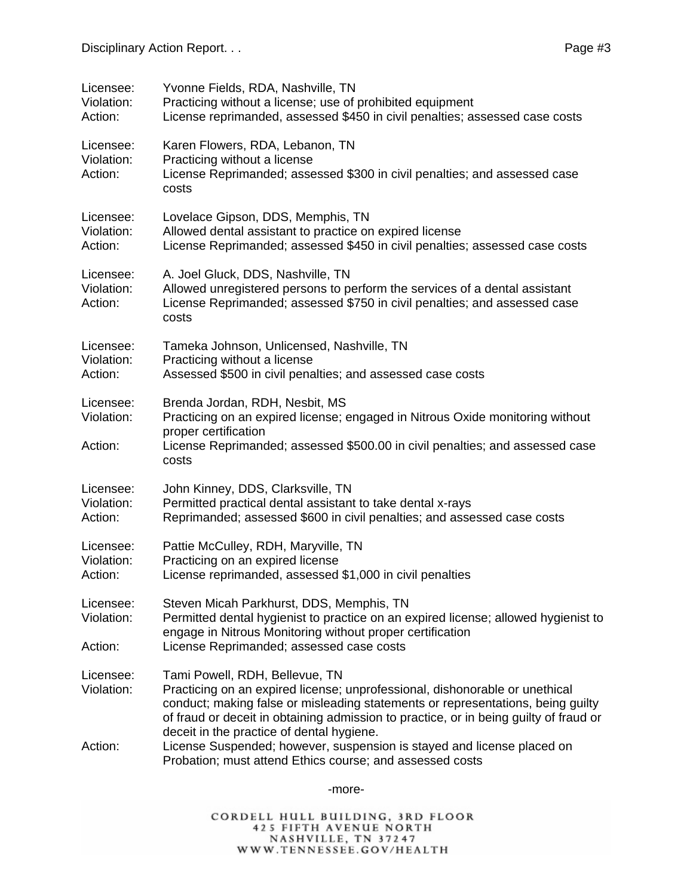Licensee: Yvonne Fields, RDA, Nashville, TN
Violation: Practicing without a license; use of prohibited equipment
Action: License reprimanded, assessed $450 in civil penalties; assessed case costs

Licensee: Karen Flowers, RDA, Lebanon, TN
Violation: Practicing without a license
Action: License Reprimanded; assessed $300 in civil penalties; and assessed case costs

Licensee: Lovelace Gipson, DDS, Memphis, TN
Violation: Allowed dental assistant to practice on expired license
Action: License Reprimanded; assessed $450 in civil penalties; assessed case costs

Licensee: A. Joel Gluck, DDS, Nashville, TN
Violation: Allowed unregistered persons to perform the services of a dental assistant
Action: License Reprimanded; assessed $750 in civil penalties; and assessed case costs

Licensee: Tameka Johnson, Unlicensed, Nashville, TN
Violation: Practicing without a license
Action: Assessed $500 in civil penalties; and assessed case costs

Licensee: Brenda Jordan, RDH, Nesbit, MS
Violation: Practicing on an expired license; engaged in Nitrous Oxide monitoring without proper certification
Action: License Reprimanded; assessed $500.00 in civil penalties; and assessed case costs

Licensee: John Kinney, DDS, Clarksville, TN
Violation: Permitted practical dental assistant to take dental x-rays
Action: Reprimanded; assessed $600 in civil penalties; and assessed case costs

Licensee: Pattie McCulley, RDH, Maryville, TN
Violation: Practicing on an expired license
Action: License reprimanded, assessed $1,000 in civil penalties

Licensee: Steven Micah Parkhurst, DDS, Memphis, TN
Violation: Permitted dental hygienist to practice on an expired license; allowed hygienist to engage in Nitrous Monitoring without proper certification
Action: License Reprimanded; assessed case costs

Licensee: Tami Powell, RDH, Bellevue, TN
Violation: Practicing on an expired license; unprofessional, dishonorable or unethical conduct; making false or misleading statements or representations, being guilty of fraud or deceit in obtaining admission to practice, or in being guilty of fraud or deceit in the practice of dental hygiene.
Action: License Suspended; however, suspension is stayed and license placed on Probation; must attend Ethics course; and assessed costs

-more-

CORDELL HULL BUILDING, 3RD FLOOR
425 FIFTH AVENUE NORTH
NASHVILLE, TN 37247
WWW.TENNESSEE.GOV/HEALTH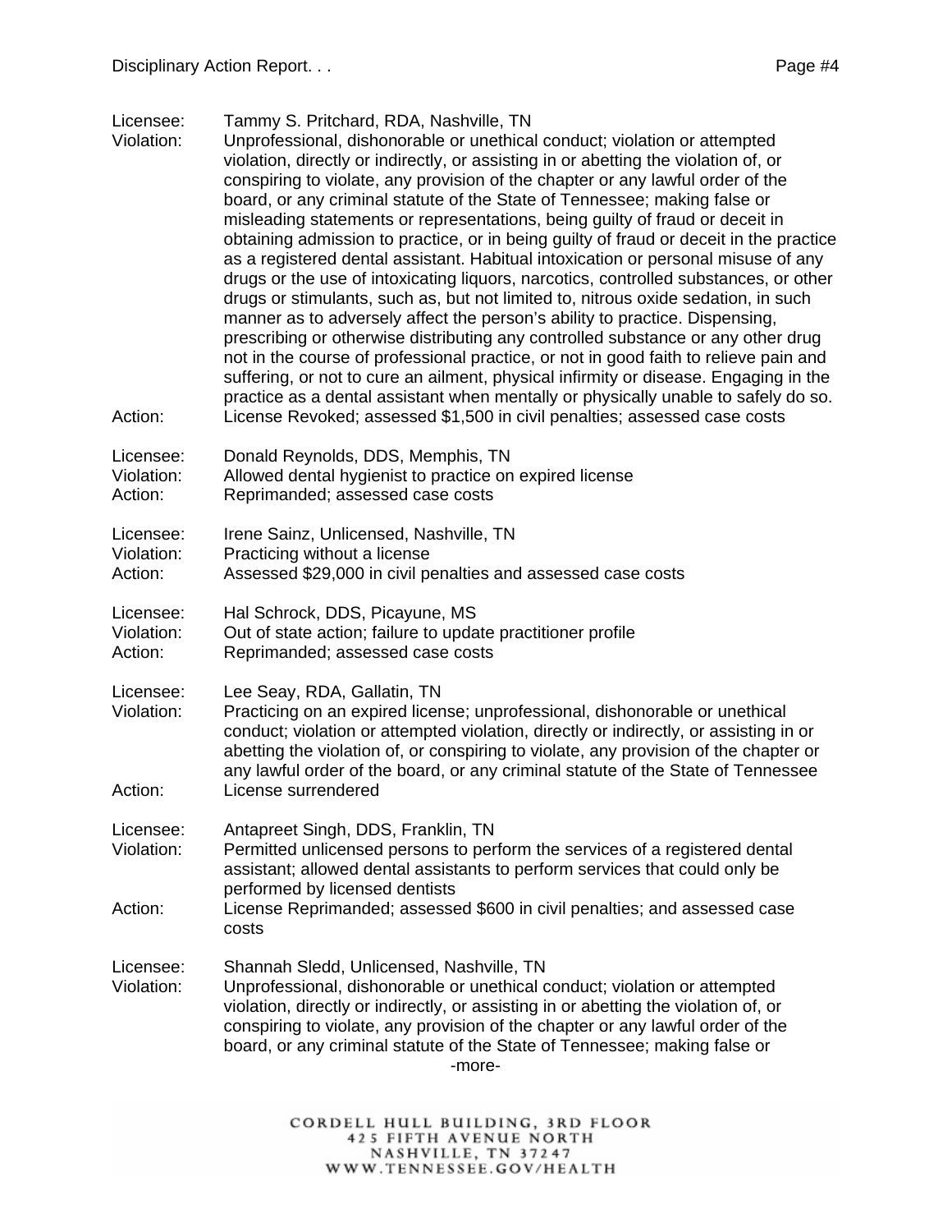Licensee: Tammy S. Pritchard, RDA, Nashville, TN
Violation: Unprofessional, dishonorable or unethical conduct; violation or attempted violation, directly or indirectly, or assisting in or abetting the violation of, or conspiring to violate, any provision of the chapter or any lawful order of the board, or any criminal statute of the State of Tennessee; making false or misleading statements or representations, being guilty of fraud or deceit in obtaining admission to practice, or in being guilty of fraud or deceit in the practice as a registered dental assistant. Habitual intoxication or personal misuse of any drugs or the use of intoxicating liquors, narcotics, controlled substances, or other drugs or stimulants, such as, but not limited to, nitrous oxide sedation, in such manner as to adversely affect the person's ability to practice. Dispensing, prescribing or otherwise distributing any controlled substance or any other drug not in the course of professional practice, or not in good faith to relieve pain and suffering, or not to cure an ailment, physical infirmity or disease. Engaging in the practice as a dental assistant when mentally or physically unable to safely do so.
Action: License Revoked; assessed $1,500 in civil penalties; assessed case costs

Licensee: Donald Reynolds, DDS, Memphis, TN
Violation: Allowed dental hygienist to practice on expired license
Action: Reprimanded; assessed case costs

Licensee: Irene Sainz, Unlicensed, Nashville, TN
Violation: Practicing without a license
Action: Assessed $29,000 in civil penalties and assessed case costs

Licensee: Hal Schrock, DDS, Picayune, MS
Violation: Out of state action; failure to update practitioner profile
Action: Reprimanded; assessed case costs

Licensee: Lee Seay, RDA, Gallatin, TN
Violation: Practicing on an expired license; unprofessional, dishonorable or unethical conduct; violation or attempted violation, directly or indirectly, or assisting in or abetting the violation of, or conspiring to violate, any provision of the chapter or any lawful order of the board, or any criminal statute of the State of Tennessee
Action: License surrendered

Licensee: Antapreet Singh, DDS, Franklin, TN
Violation: Permitted unlicensed persons to perform the services of a registered dental assistant; allowed dental assistants to perform services that could only be performed by licensed dentists
Action: License Reprimanded; assessed $600 in civil penalties; and assessed case costs

Licensee: Shannah Sledd, Unlicensed, Nashville, TN
Violation: Unprofessional, dishonorable or unethical conduct; violation or attempted violation, directly or indirectly, or assisting in or abetting the violation of, or conspiring to violate, any provision of the chapter or any lawful order of the board, or any criminal statute of the State of Tennessee; making false or

-more-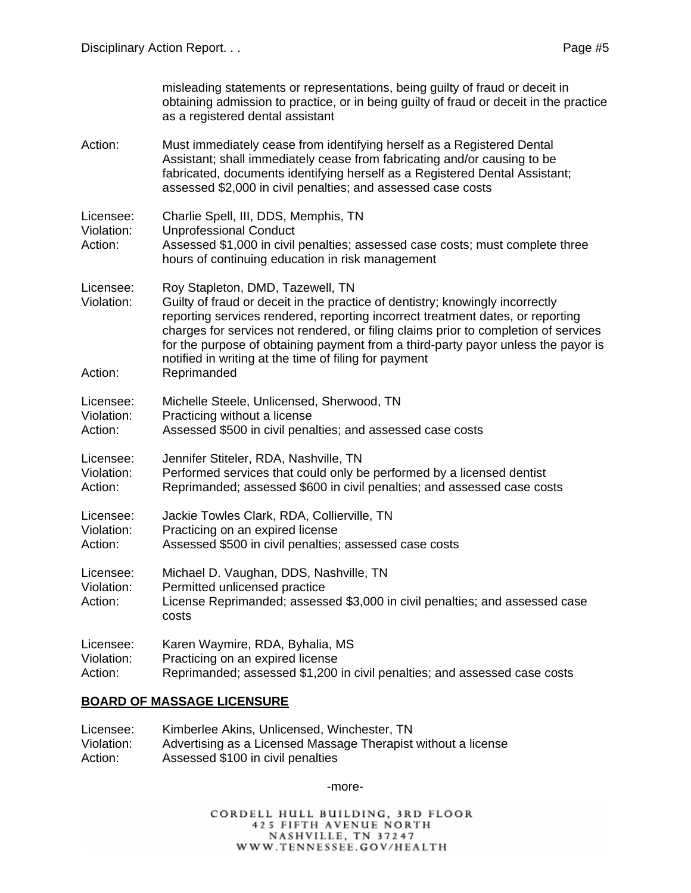misleading statements or representations, being guilty of fraud or deceit in obtaining admission to practice, or in being guilty of fraud or deceit in the practice as a registered dental assistant

Action: Must immediately cease from identifying herself as a Registered Dental Assistant; shall immediately cease from fabricating and/or causing to be fabricated, documents identifying herself as a Registered Dental Assistant; assessed $2,000 in civil penalties; and assessed case costs

Licensee: Charlie Spell, III, DDS, Memphis, TN
Violation: Unprofessional Conduct
Action: Assessed $1,000 in civil penalties; assessed case costs; must complete three hours of continuing education in risk management

Licensee: Roy Stapleton, DMD, Tazewell, TN
Violation: Guilty of fraud or deceit in the practice of dentistry; knowingly incorrectly reporting services rendered, reporting incorrect treatment dates, or reporting charges for services not rendered, or filing claims prior to completion of services for the purpose of obtaining payment from a third-party payor unless the payor is notified in writing at the time of filing for payment
Action: Reprimanded

Licensee: Michelle Steele, Unlicensed, Sherwood, TN
Violation: Practicing without a license
Action: Assessed $500 in civil penalties; and assessed case costs

Licensee: Jennifer Stiteler, RDA, Nashville, TN
Violation: Performed services that could only be performed by a licensed dentist
Action: Reprimanded; assessed $600 in civil penalties; and assessed case costs

Licensee: Jackie Towles Clark, RDA, Collierville, TN
Violation: Practicing on an expired license
Action: Assessed $500 in civil penalties; assessed case costs

Licensee: Michael D. Vaughan, DDS, Nashville, TN
Violation: Permitted unlicensed practice
Action: License Reprimanded; assessed $3,000 in civil penalties; and assessed case costs

Licensee: Karen Waymire, RDA, Byhalia, MS
Violation: Practicing on an expired license
Action: Reprimanded; assessed $1,200 in civil penalties; and assessed case costs

**BOARD OF MASSAGE LICENSURE**

Licensee: Kimberlee Akins, Unlicensed, Winchester, TN
Violation: Advertising as a Licensed Massage Therapist without a license
Action: Assessed $100 in civil penalties

-more-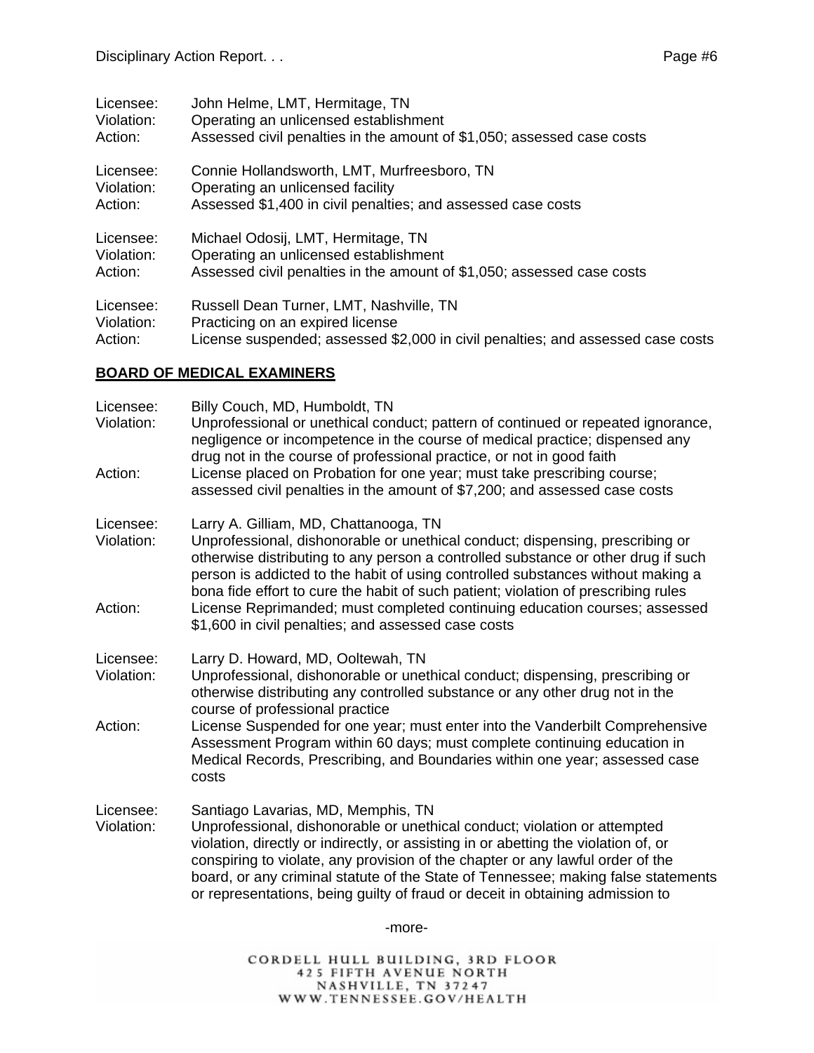Licensee: John Helme, LMT, Hermitage, TN
Violation: Operating an unlicensed establishment
Action: Assessed civil penalties in the amount of $1,050; assessed case costs

Licensee: Connie Hollandsworth, LMT, Murfreesboro, TN
Violation: Operating an unlicensed facility
Action: Assessed $1,400 in civil penalties; and assessed case costs

Licensee: Michael Odosij, LMT, Hermitage, TN
Violation: Operating an unlicensed establishment
Action: Assessed civil penalties in the amount of $1,050; assessed case costs

Licensee: Russell Dean Turner, LMT, Nashville, TN
Violation: Practicing on an expired license
Action: License suspended; assessed $2,000 in civil penalties; and assessed case costs

## BOARD OF MEDICAL EXAMINERS

Licensee: Billy Couch, MD, Humboldt, TN
Violation: Unprofessional or unethical conduct; pattern of continued or repeated ignorance, negligence or incompetence in the course of medical practice; dispensed any drug not in the course of professional practice, or not in good faith
Action: License placed on Probation for one year; must take prescribing course; assessed civil penalties in the amount of $7,200; and assessed case costs

Licensee: Larry A. Gilliam, MD, Chattanooga, TN
Violation: Unprofessional, dishonorable or unethical conduct; dispensing, prescribing or otherwise distributing to any person a controlled substance or other drug if such person is addicted to the habit of using controlled substances without making a bona fide effort to cure the habit of such patient; violation of prescribing rules
Action: License Reprimanded; must completed continuing education courses; assessed $1,600 in civil penalties; and assessed case costs

Licensee: Larry D. Howard, MD, Ooltewah, TN
Violation: Unprofessional, dishonorable or unethical conduct; dispensing, prescribing or otherwise distributing any controlled substance or any other drug not in the course of professional practice
Action: License Suspended for one year; must enter into the Vanderbilt Comprehensive Assessment Program within 60 days; must complete continuing education in Medical Records, Prescribing, and Boundaries within one year; assessed case costs

Licensee: Santiago Lavarias, MD, Memphis, TN
Violation: Unprofessional, dishonorable or unethical conduct; violation or attempted violation, directly or indirectly, or assisting in or abetting the violation of, or conspiring to violate, any provision of the chapter or any lawful order of the board, or any criminal statute of the State of Tennessee; making false statements or representations, being guilty of fraud or deceit in obtaining admission to

-more-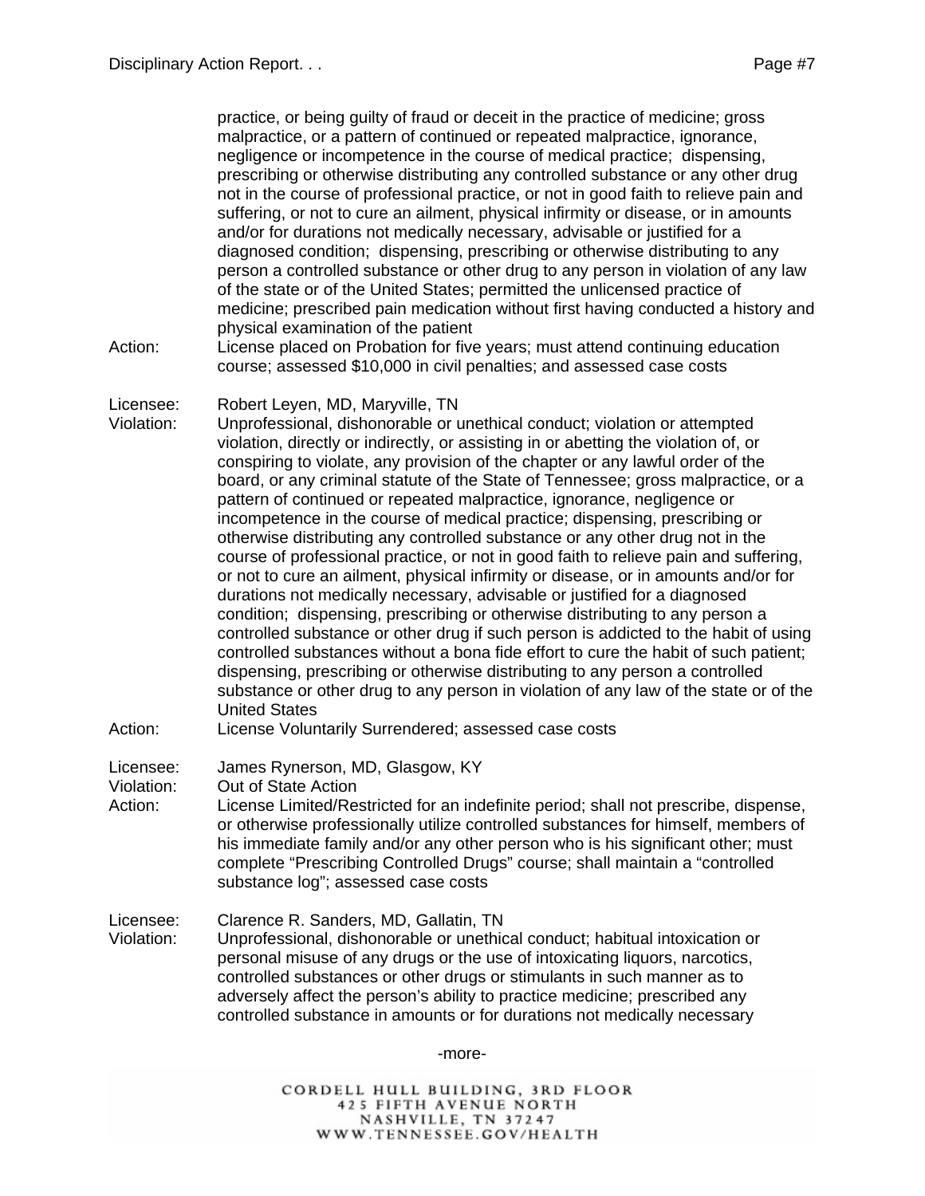practice, or being guilty of fraud or deceit in the practice of medicine; gross malpractice, or a pattern of continued or repeated malpractice, ignorance, negligence or incompetence in the course of medical practice; dispensing, prescribing or otherwise distributing any controlled substance or any other drug not in the course of professional practice, or not in good faith to relieve pain and suffering, or not to cure an ailment, physical infirmity or disease, or in amounts and/or for durations not medically necessary, advisable or justified for a diagnosed condition; dispensing, prescribing or otherwise distributing to any person a controlled substance or other drug to any person in violation of any law of the state or of the United States; permitted the unlicensed practice of medicine; prescribed pain medication without first having conducted a history and physical examination of the patient

Action: License placed on Probation for five years; must attend continuing education course; assessed $10,000 in civil penalties; and assessed case costs

Licensee: Robert Leyen, MD, Maryville, TN

Violation: Unprofessional, dishonorable or unethical conduct; violation or attempted violation, directly or indirectly, or assisting in or abetting the violation of, or conspiring to violate, any provision of the chapter or any lawful order of the board, or any criminal statute of the State of Tennessee; gross malpractice, or a pattern of continued or repeated malpractice, ignorance, negligence or incompetence in the course of medical practice; dispensing, prescribing or otherwise distributing any controlled substance or any other drug not in the course of professional practice, or not in good faith to relieve pain and suffering, or not to cure an ailment, physical infirmity or disease, or in amounts and/or for durations not medically necessary, advisable or justified for a diagnosed condition; dispensing, prescribing or otherwise distributing to any person a controlled substance or other drug if such person is addicted to the habit of using controlled substances without a bona fide effort to cure the habit of such patient; dispensing, prescribing or otherwise distributing to any person a controlled substance or other drug to any person in violation of any law of the state or of the United States

Action: License Voluntarily Surrendered; assessed case costs

Licensee: James Rynerson, MD, Glasgow, KY

Violation: Out of State Action

Action: License Limited/Restricted for an indefinite period; shall not prescribe, dispense, or otherwise professionally utilize controlled substances for himself, members of his immediate family and/or any other person who is his significant other; must complete "Prescribing Controlled Drugs" course; shall maintain a "controlled substance log"; assessed case costs

Licensee: Clarence R. Sanders, MD, Gallatin, TN

Violation: Unprofessional, dishonorable or unethical conduct; habitual intoxication or personal misuse of any drugs or the use of intoxicating liquors, narcotics, controlled substances or other drugs or stimulants in such manner as to adversely affect the person's ability to practice medicine; prescribed any controlled substance in amounts or for durations not medically necessary

-more-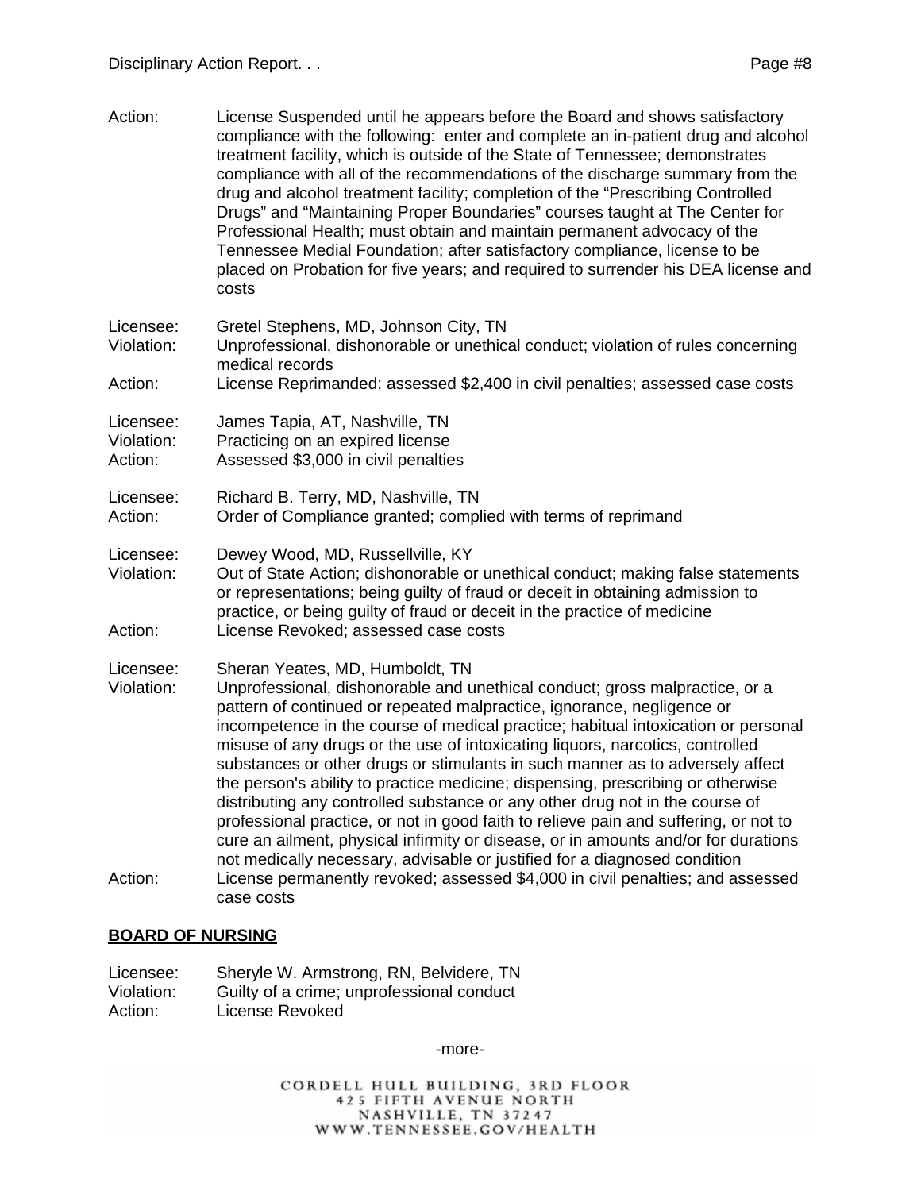Action: License Suspended until he appears before the Board and shows satisfactory compliance with the following: enter and complete an in-patient drug and alcohol treatment facility, which is outside of the State of Tennessee; demonstrates compliance with all of the recommendations of the discharge summary from the drug and alcohol treatment facility; completion of the "Prescribing Controlled Drugs" and "Maintaining Proper Boundaries" courses taught at The Center for Professional Health; must obtain and maintain permanent advocacy of the Tennessee Medial Foundation; after satisfactory compliance, license to be placed on Probation for five years; and required to surrender his DEA license and costs

Licensee: Gretel Stephens, MD, Johnson City, TN
Violation: Unprofessional, dishonorable or unethical conduct; violation of rules concerning medical records
Action: License Reprimanded; assessed $2,400 in civil penalties; assessed case costs

Licensee: James Tapia, AT, Nashville, TN
Violation: Practicing on an expired license
Action: Assessed $3,000 in civil penalties

Licensee: Richard B. Terry, MD, Nashville, TN
Action: Order of Compliance granted; complied with terms of reprimand

Licensee: Dewey Wood, MD, Russellville, KY
Violation: Out of State Action; dishonorable or unethical conduct; making false statements or representations; being guilty of fraud or deceit in obtaining admission to practice, or being guilty of fraud or deceit in the practice of medicine
Action: License Revoked; assessed case costs

Licensee: Sheran Yeates, MD, Humboldt, TN
Violation: Unprofessional, dishonorable and unethical conduct; gross malpractice, or a pattern of continued or repeated malpractice, ignorance, negligence or incompetence in the course of medical practice; habitual intoxication or personal misuse of any drugs or the use of intoxicating liquors, narcotics, controlled substances or other drugs or stimulants in such manner as to adversely affect the person's ability to practice medicine; dispensing, prescribing or otherwise distributing any controlled substance or any other drug not in the course of professional practice, or not in good faith to relieve pain and suffering, or not to cure an ailment, physical infirmity or disease, or in amounts and/or for durations not medically necessary, advisable or justified for a diagnosed condition
Action: License permanently revoked; assessed $4,000 in civil penalties; and assessed case costs

## BOARD OF NURSING

Licensee: Sheryle W. Armstrong, RN, Belvidere, TN
Violation: Guilty of a crime; unprofessional conduct
Action: License Revoked

-more-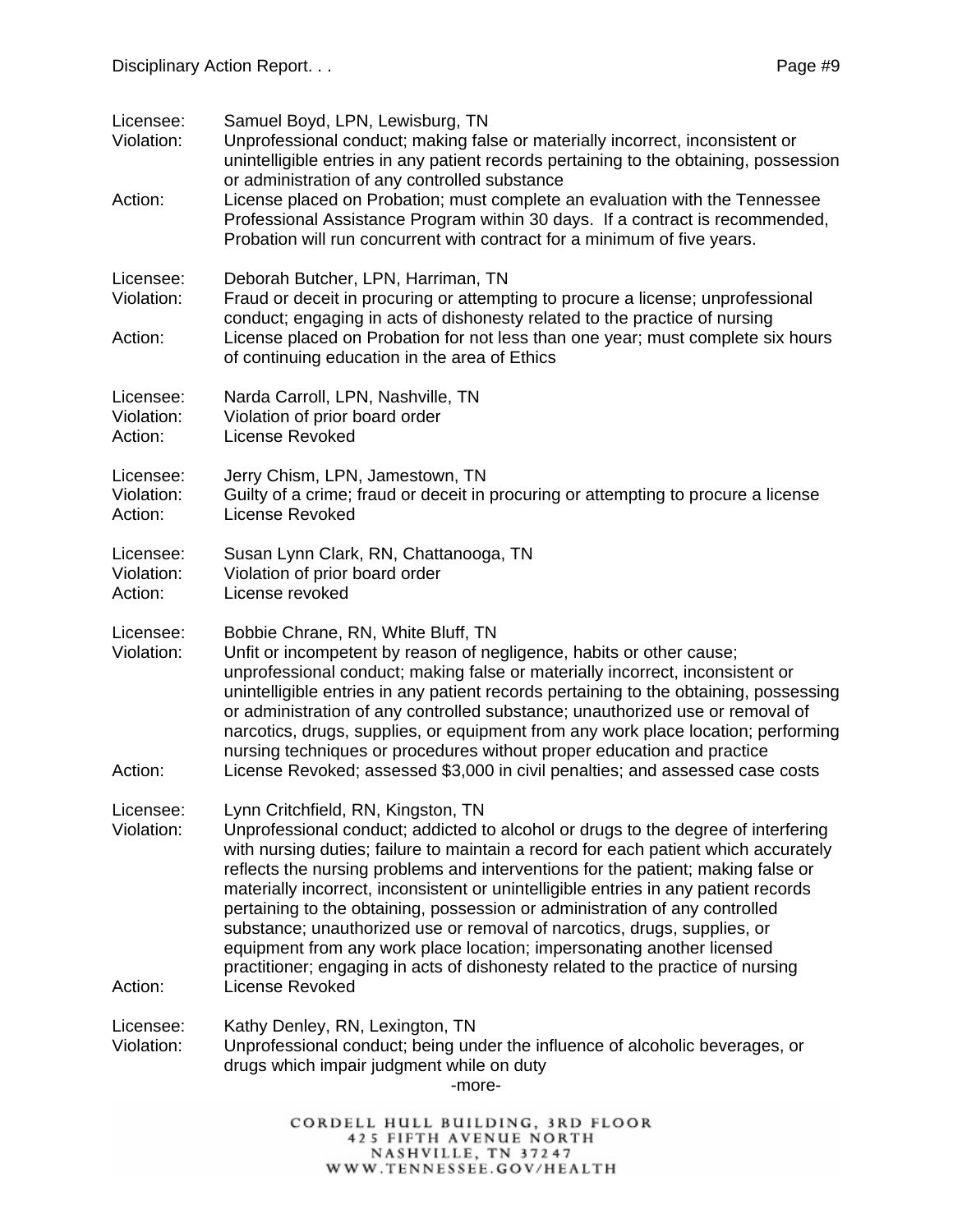Licensee: Samuel Boyd, LPN, Lewisburg, TN
Violation: Unprofessional conduct; making false or materially incorrect, inconsistent or unintelligible entries in any patient records pertaining to the obtaining, possession or administration of any controlled substance
Action: License placed on Probation; must complete an evaluation with the Tennessee Professional Assistance Program within 30 days. If a contract is recommended, Probation will run concurrent with contract for a minimum of five years.

Licensee: Deborah Butcher, LPN, Harriman, TN
Violation: Fraud or deceit in procuring or attempting to procure a license; unprofessional conduct; engaging in acts of dishonesty related to the practice of nursing
Action: License placed on Probation for not less than one year; must complete six hours of continuing education in the area of Ethics

Licensee: Narda Carroll, LPN, Nashville, TN
Violation: Violation of prior board order
Action: License Revoked

Licensee: Jerry Chism, LPN, Jamestown, TN
Violation: Guilty of a crime; fraud or deceit in procuring or attempting to procure a license
Action: License Revoked

Licensee: Susan Lynn Clark, RN, Chattanooga, TN
Violation: Violation of prior board order
Action: License revoked

Licensee: Bobbie Chrane, RN, White Bluff, TN
Violation: Unfit or incompetent by reason of negligence, habits or other cause; unprofessional conduct; making false or materially incorrect, inconsistent or unintelligible entries in any patient records pertaining to the obtaining, possessing or administration of any controlled substance; unauthorized use or removal of narcotics, drugs, supplies, or equipment from any work place location; performing nursing techniques or procedures without proper education and practice
Action: License Revoked; assessed $3,000 in civil penalties; and assessed case costs

Licensee: Lynn Critchfield, RN, Kingston, TN
Violation: Unprofessional conduct; addicted to alcohol or drugs to the degree of interfering with nursing duties; failure to maintain a record for each patient which accurately reflects the nursing problems and interventions for the patient; making false or materially incorrect, inconsistent or unintelligible entries in any patient records pertaining to the obtaining, possession or administration of any controlled substance; unauthorized use or removal of narcotics, drugs, supplies, or equipment from any work place location; impersonating another licensed practitioner; engaging in acts of dishonesty related to the practice of nursing
Action: License Revoked

Licensee: Kathy Denley, RN, Lexington, TN
Violation: Unprofessional conduct; being under the influence of alcoholic beverages, or drugs which impair judgment while on duty

-more-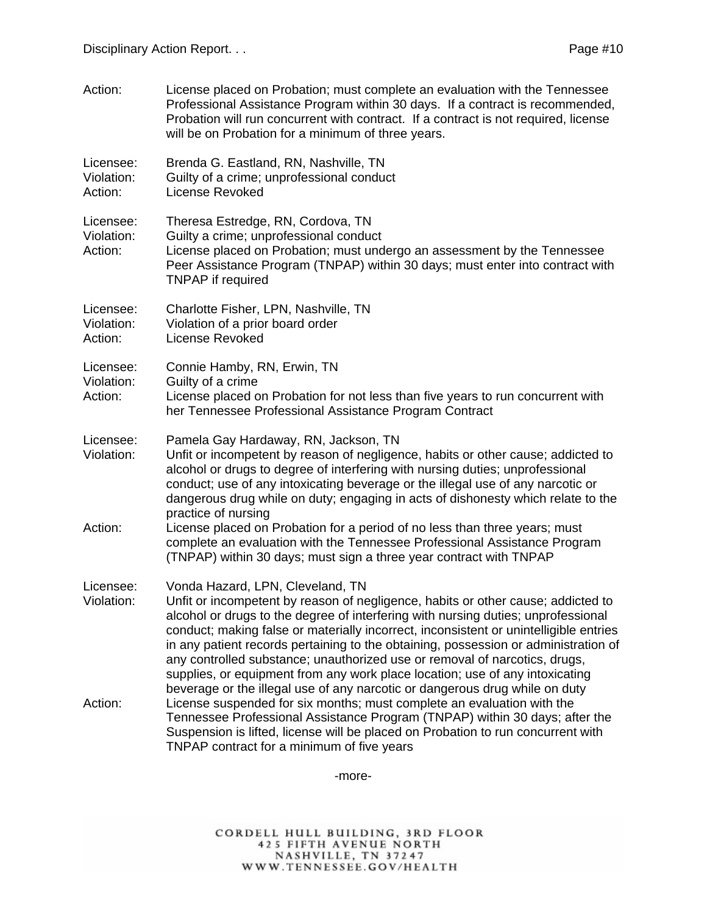Action: License placed on Probation; must complete an evaluation with the Tennessee Professional Assistance Program within 30 days. If a contract is recommended, Probation will run concurrent with contract. If a contract is not required, license will be on Probation for a minimum of three years.

Licensee: Brenda G. Eastland, RN, Nashville, TN
Violation: Guilty of a crime; unprofessional conduct
Action: License Revoked

Licensee: Theresa Estredge, RN, Cordova, TN
Violation: Guilty a crime; unprofessional conduct
Action: License placed on Probation; must undergo an assessment by the Tennessee Peer Assistance Program (TNPAP) within 30 days; must enter into contract with TNPAP if required

Licensee: Charlotte Fisher, LPN, Nashville, TN
Violation: Violation of a prior board order
Action: License Revoked

Licensee: Connie Hamby, RN, Erwin, TN
Violation: Guilty of a crime
Action: License placed on Probation for not less than five years to run concurrent with her Tennessee Professional Assistance Program Contract

Licensee: Pamela Gay Hardaway, RN, Jackson, TN
Violation: Unfit or incompetent by reason of negligence, habits or other cause; addicted to alcohol or drugs to degree of interfering with nursing duties; unprofessional conduct; use of any intoxicating beverage or the illegal use of any narcotic or dangerous drug while on duty; engaging in acts of dishonesty which relate to the practice of nursing
Action: License placed on Probation for a period of no less than three years; must complete an evaluation with the Tennessee Professional Assistance Program (TNPAP) within 30 days; must sign a three year contract with TNPAP

Licensee: Vonda Hazard, LPN, Cleveland, TN
Violation: Unfit or incompetent by reason of negligence, habits or other cause; addicted to alcohol or drugs to the degree of interfering with nursing duties; unprofessional conduct; making false or materially incorrect, inconsistent or unintelligible entries in any patient records pertaining to the obtaining, possession or administration of any controlled substance; unauthorized use or removal of narcotics, drugs, supplies, or equipment from any work place location; use of any intoxicating beverage or the illegal use of any narcotic or dangerous drug while on duty
Action: License suspended for six months; must complete an evaluation with the Tennessee Professional Assistance Program (TNPAP) within 30 days; after the Suspension is lifted, license will be placed on Probation to run concurrent with TNPAP contract for a minimum of five years

-more-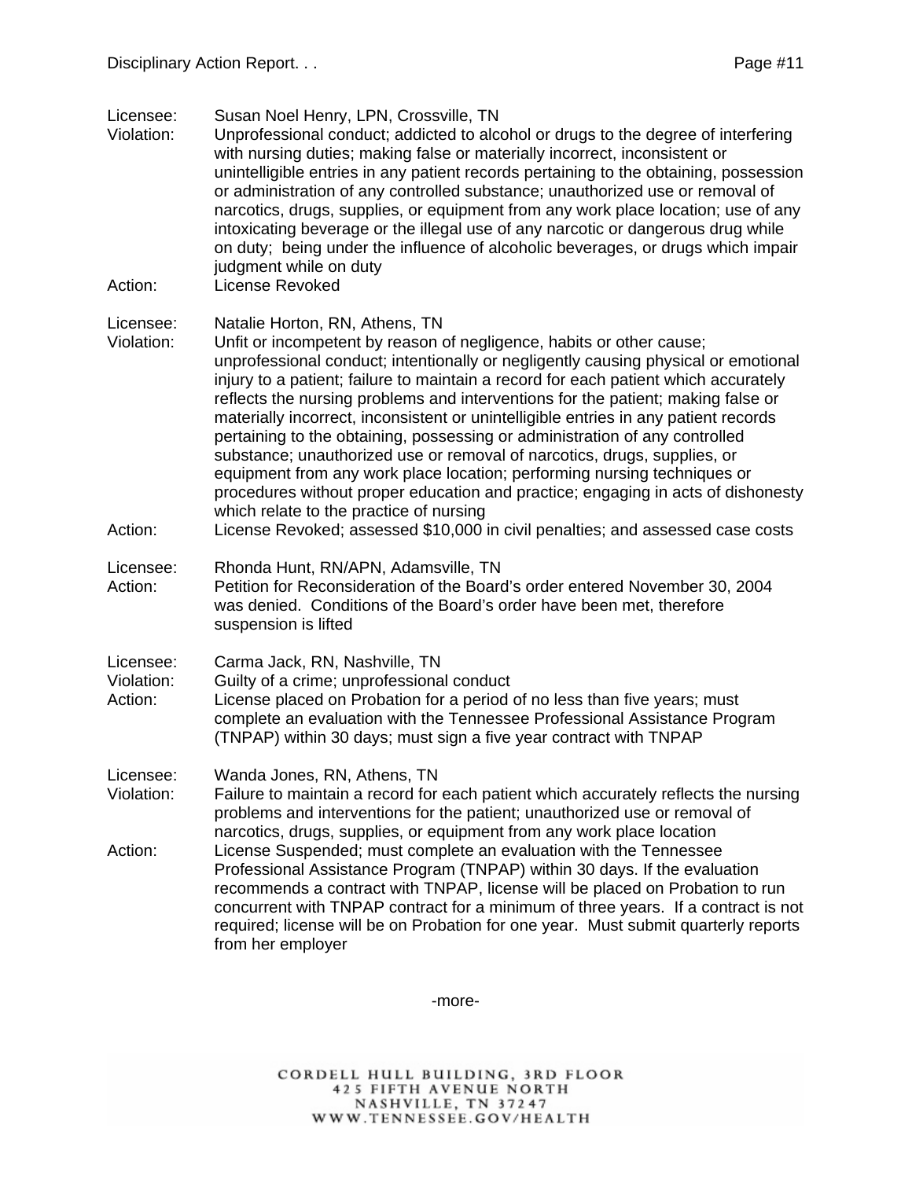Licensee: Susan Noel Henry, LPN, Crossville, TN

Violation: Unprofessional conduct; addicted to alcohol or drugs to the degree of interfering with nursing duties; making false or materially incorrect, inconsistent or unintelligible entries in any patient records pertaining to the obtaining, possession or administration of any controlled substance; unauthorized use or removal of narcotics, drugs, supplies, or equipment from any work place location; use of any intoxicating beverage or the illegal use of any narcotic or dangerous drug while on duty; being under the influence of alcoholic beverages, or drugs which impair judgment while on duty

Action: License Revoked

Licensee: Natalie Horton, RN, Athens, TN

Violation: Unfit or incompetent by reason of negligence, habits or other cause; unprofessional conduct; intentionally or negligently causing physical or emotional injury to a patient; failure to maintain a record for each patient which accurately reflects the nursing problems and interventions for the patient; making false or materially incorrect, inconsistent or unintelligible entries in any patient records pertaining to the obtaining, possessing or administration of any controlled substance; unauthorized use or removal of narcotics, drugs, supplies, or equipment from any work place location; performing nursing techniques or procedures without proper education and practice; engaging in acts of dishonesty which relate to the practice of nursing

Action: License Revoked; assessed $10,000 in civil penalties; and assessed case costs

Licensee: Rhonda Hunt, RN/APN, Adamsville, TN

Action: Petition for Reconsideration of the Board's order entered November 30, 2004 was denied. Conditions of the Board's order have been met, therefore suspension is lifted

Licensee: Carma Jack, RN, Nashville, TN

Violation: Guilty of a crime; unprofessional conduct

Action: License placed on Probation for a period of no less than five years; must complete an evaluation with the Tennessee Professional Assistance Program (TNPAP) within 30 days; must sign a five year contract with TNPAP

Licensee: Wanda Jones, RN, Athens, TN

Violation: Failure to maintain a record for each patient which accurately reflects the nursing problems and interventions for the patient; unauthorized use or removal of narcotics, drugs, supplies, or equipment from any work place location

Action: License Suspended; must complete an evaluation with the Tennessee Professional Assistance Program (TNPAP) within 30 days. If the evaluation recommends a contract with TNPAP, license will be placed on Probation to run concurrent with TNPAP contract for a minimum of three years. If a contract is not required; license will be on Probation for one year. Must submit quarterly reports from her employer

-more-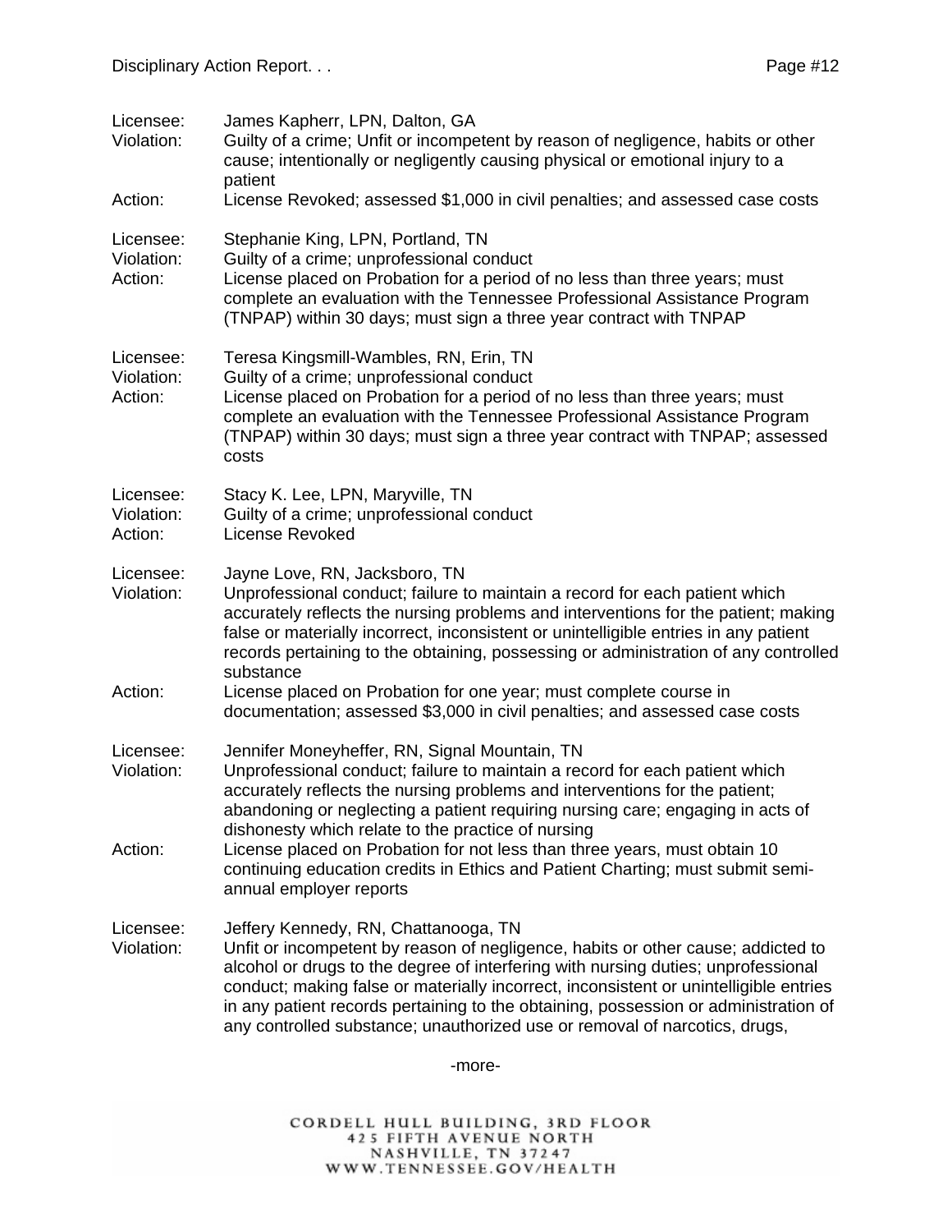Licensee: James Kapherr, LPN, Dalton, GA
Violation: Guilty of a crime; Unfit or incompetent by reason of negligence, habits or other cause; intentionally or negligently causing physical or emotional injury to a patient
Action: License Revoked; assessed $1,000 in civil penalties; and assessed case costs

Licensee: Stephanie King, LPN, Portland, TN
Violation: Guilty of a crime; unprofessional conduct
Action: License placed on Probation for a period of no less than three years; must complete an evaluation with the Tennessee Professional Assistance Program (TNPAP) within 30 days; must sign a three year contract with TNPAP

Licensee: Teresa Kingsmill-Wambles, RN, Erin, TN
Violation: Guilty of a crime; unprofessional conduct
Action: License placed on Probation for a period of no less than three years; must complete an evaluation with the Tennessee Professional Assistance Program (TNPAP) within 30 days; must sign a three year contract with TNPAP; assessed costs

Licensee: Stacy K. Lee, LPN, Maryville, TN
Violation: Guilty of a crime; unprofessional conduct
Action: License Revoked

Licensee: Jayne Love, RN, Jacksboro, TN
Violation: Unprofessional conduct; failure to maintain a record for each patient which accurately reflects the nursing problems and interventions for the patient; making false or materially incorrect, inconsistent or unintelligible entries in any patient records pertaining to the obtaining, possessing or administration of any controlled substance
Action: License placed on Probation for one year; must complete course in documentation; assessed $3,000 in civil penalties; and assessed case costs

Licensee: Jennifer Moneyheffer, RN, Signal Mountain, TN
Violation: Unprofessional conduct; failure to maintain a record for each patient which accurately reflects the nursing problems and interventions for the patient; abandoning or neglecting a patient requiring nursing care; engaging in acts of dishonesty which relate to the practice of nursing
Action: License placed on Probation for not less than three years, must obtain 10 continuing education credits in Ethics and Patient Charting; must submit semi-annual employer reports

Licensee: Jeffery Kennedy, RN, Chattanooga, TN
Violation: Unfit or incompetent by reason of negligence, habits or other cause; addicted to alcohol or drugs to the degree of interfering with nursing duties; unprofessional conduct; making false or materially incorrect, inconsistent or unintelligible entries in any patient records pertaining to the obtaining, possession or administration of any controlled substance; unauthorized use or removal of narcotics, drugs,

-more-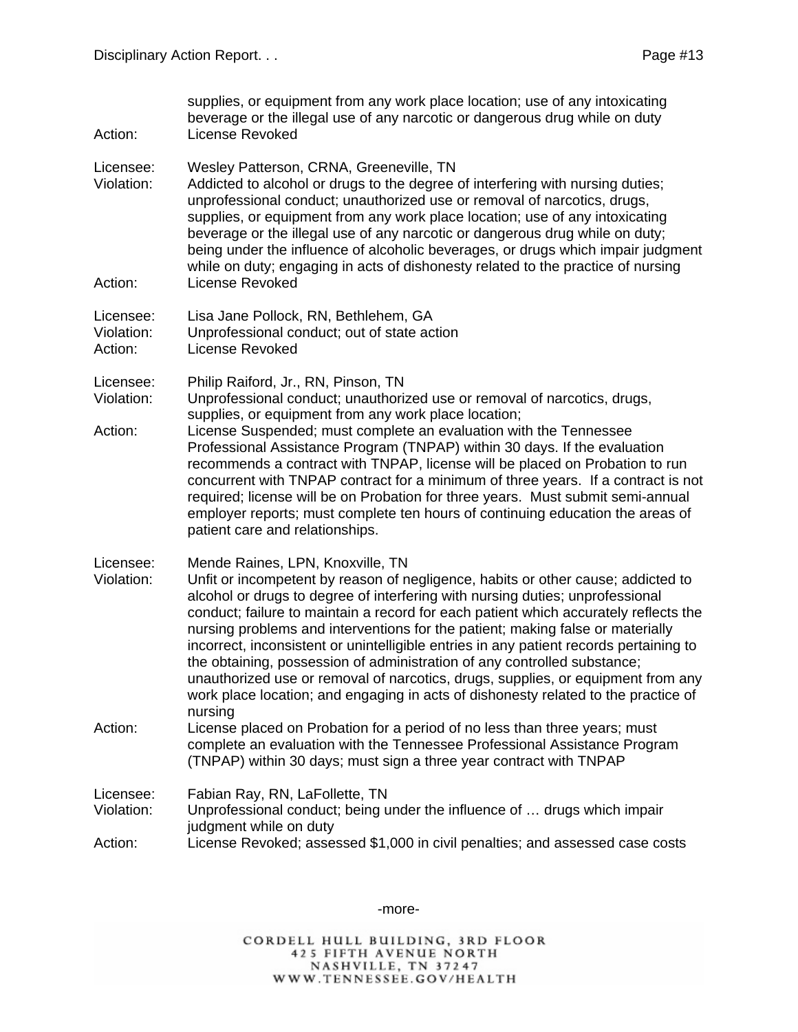supplies, or equipment from any work place location; use of any intoxicating beverage or the illegal use of any narcotic or dangerous drug while on duty

Action: License Revoked

Licensee: Wesley Patterson, CRNA, Greeneville, TN
Violation: Addicted to alcohol or drugs to the degree of interfering with nursing duties; unprofessional conduct; unauthorized use or removal of narcotics, drugs, supplies, or equipment from any work place location; use of any intoxicating beverage or the illegal use of any narcotic or dangerous drug while on duty; being under the influence of alcoholic beverages, or drugs which impair judgment while on duty; engaging in acts of dishonesty related to the practice of nursing
Action: License Revoked

Licensee: Lisa Jane Pollock, RN, Bethlehem, GA
Violation: Unprofessional conduct; out of state action
Action: License Revoked

Licensee: Philip Raiford, Jr., RN, Pinson, TN
Violation: Unprofessional conduct; unauthorized use or removal of narcotics, drugs, supplies, or equipment from any work place location;
Action: License Suspended; must complete an evaluation with the Tennessee Professional Assistance Program (TNPAP) within 30 days. If the evaluation recommends a contract with TNPAP, license will be placed on Probation to run concurrent with TNPAP contract for a minimum of three years. If a contract is not required; license will be on Probation for three years. Must submit semi-annual employer reports; must complete ten hours of continuing education the areas of patient care and relationships.

Licensee: Mende Raines, LPN, Knoxville, TN
Violation: Unfit or incompetent by reason of negligence, habits or other cause; addicted to alcohol or drugs to degree of interfering with nursing duties; unprofessional conduct; failure to maintain a record for each patient which accurately reflects the nursing problems and interventions for the patient; making false or materially incorrect, inconsistent or unintelligible entries in any patient records pertaining to the obtaining, possession of administration of any controlled substance; unauthorized use or removal of narcotics, drugs, supplies, or equipment from any work place location; and engaging in acts of dishonesty related to the practice of nursing
Action: License placed on Probation for a period of no less than three years; must complete an evaluation with the Tennessee Professional Assistance Program (TNPAP) within 30 days; must sign a three year contract with TNPAP

Licensee: Fabian Ray, RN, LaFollette, TN
Violation: Unprofessional conduct; being under the influence of … drugs which impair judgment while on duty
Action: License Revoked; assessed $1,000 in civil penalties; and assessed case costs

-more-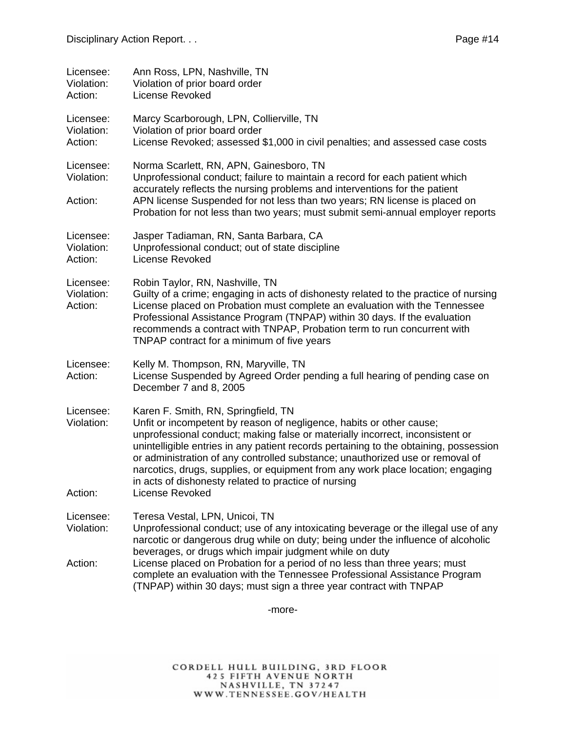Licensee: Ann Ross, LPN, Nashville, TN
Violation: Violation of prior board order
Action: License Revoked

Licensee: Marcy Scarborough, LPN, Collierville, TN
Violation: Violation of prior board order
Action: License Revoked; assessed $1,000 in civil penalties; and assessed case costs

Licensee: Norma Scarlett, RN, APN, Gainesboro, TN
Violation: Unprofessional conduct; failure to maintain a record for each patient which accurately reflects the nursing problems and interventions for the patient
Action: APN license Suspended for not less than two years; RN license is placed on Probation for not less than two years; must submit semi-annual employer reports

Licensee: Jasper Tadiaman, RN, Santa Barbara, CA
Violation: Unprofessional conduct; out of state discipline
Action: License Revoked

Licensee: Robin Taylor, RN, Nashville, TN
Violation: Guilty of a crime; engaging in acts of dishonesty related to the practice of nursing
Action: License placed on Probation must complete an evaluation with the Tennessee Professional Assistance Program (TNPAP) within 30 days. If the evaluation recommends a contract with TNPAP, Probation term to run concurrent with TNPAP contract for a minimum of five years

Licensee: Kelly M. Thompson, RN, Maryville, TN
Action: License Suspended by Agreed Order pending a full hearing of pending case on December 7 and 8, 2005

Licensee: Karen F. Smith, RN, Springfield, TN
Violation: Unfit or incompetent by reason of negligence, habits or other cause; unprofessional conduct; making false or materially incorrect, inconsistent or unintelligible entries in any patient records pertaining to the obtaining, possession or administration of any controlled substance; unauthorized use or removal of narcotics, drugs, supplies, or equipment from any work place location; engaging in acts of dishonesty related to practice of nursing
Action: License Revoked

Licensee: Teresa Vestal, LPN, Unicoi, TN
Violation: Unprofessional conduct; use of any intoxicating beverage or the illegal use of any narcotic or dangerous drug while on duty; being under the influence of alcoholic beverages, or drugs which impair judgment while on duty
Action: License placed on Probation for a period of no less than three years; must complete an evaluation with the Tennessee Professional Assistance Program (TNPAP) within 30 days; must sign a three year contract with TNPAP

-more-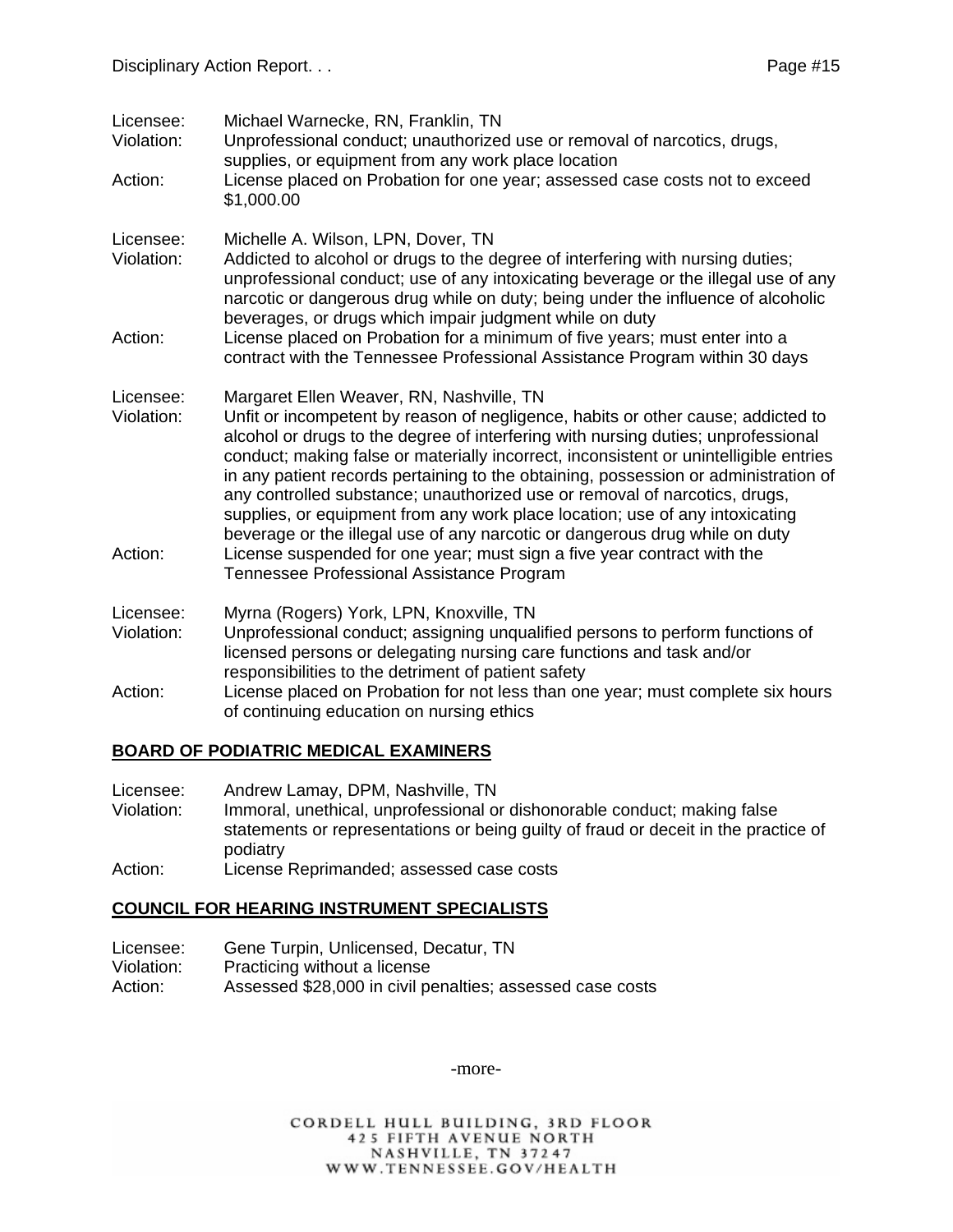Licensee: Michael Warnecke, RN, Franklin, TN
Violation: Unprofessional conduct; unauthorized use or removal of narcotics, drugs, supplies, or equipment from any work place location
Action: License placed on Probation for one year; assessed case costs not to exceed $1,000.00

Licensee: Michelle A. Wilson, LPN, Dover, TN
Violation: Addicted to alcohol or drugs to the degree of interfering with nursing duties; unprofessional conduct; use of any intoxicating beverage or the illegal use of any narcotic or dangerous drug while on duty; being under the influence of alcoholic beverages, or drugs which impair judgment while on duty
Action: License placed on Probation for a minimum of five years; must enter into a contract with the Tennessee Professional Assistance Program within 30 days

Licensee: Margaret Ellen Weaver, RN, Nashville, TN
Violation: Unfit or incompetent by reason of negligence, habits or other cause; addicted to alcohol or drugs to the degree of interfering with nursing duties; unprofessional conduct; making false or materially incorrect, inconsistent or unintelligible entries in any patient records pertaining to the obtaining, possession or administration of any controlled substance; unauthorized use or removal of narcotics, drugs, supplies, or equipment from any work place location; use of any intoxicating beverage or the illegal use of any narcotic or dangerous drug while on duty
Action: License suspended for one year; must sign a five year contract with the Tennessee Professional Assistance Program

Licensee: Myrna (Rogers) York, LPN, Knoxville, TN
Violation: Unprofessional conduct; assigning unqualified persons to perform functions of licensed persons or delegating nursing care functions and task and/or responsibilities to the detriment of patient safety
Action: License placed on Probation for not less than one year; must complete six hours of continuing education on nursing ethics

## BOARD OF PODIATRIC MEDICAL EXAMINERS

Licensee: Andrew Lamay, DPM, Nashville, TN
Violation: Immoral, unethical, unprofessional or dishonorable conduct; making false statements or representations or being guilty of fraud or deceit in the practice of podiatry
Action: License Reprimanded; assessed case costs

## COUNCIL FOR HEARING INSTRUMENT SPECIALISTS

Licensee: Gene Turpin, Unlicensed, Decatur, TN
Violation: Practicing without a license
Action: Assessed $28,000 in civil penalties; assessed case costs

-more-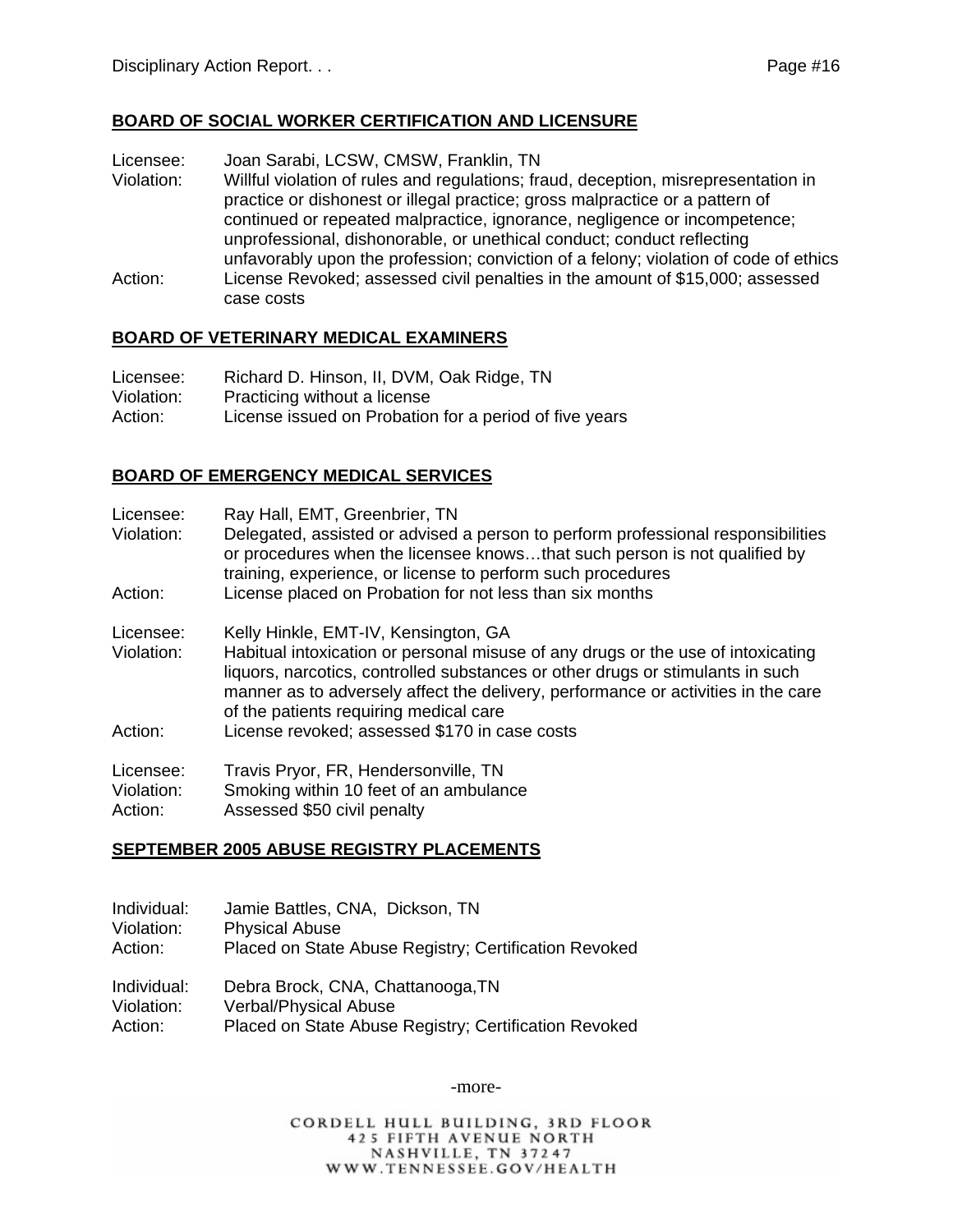**BOARD OF SOCIAL WORKER CERTIFICATION AND LICENSURE**

Licensee: Joan Sarabi, LCSW, CMSW, Franklin, TN
Violation: Willful violation of rules and regulations; fraud, deception, misrepresentation in practice or dishonest or illegal practice; gross malpractice or a pattern of continued or repeated malpractice, ignorance, negligence or incompetence; unprofessional, dishonorable, or unethical conduct; conduct reflecting unfavorably upon the profession; conviction of a felony; violation of code of ethics
Action: License Revoked; assessed civil penalties in the amount of $15,000; assessed case costs

**BOARD OF VETERINARY MEDICAL EXAMINERS**

Licensee: Richard D. Hinson, II, DVM, Oak Ridge, TN
Violation: Practicing without a license
Action: License issued on Probation for a period of five years

**BOARD OF EMERGENCY MEDICAL SERVICES**

Licensee: Ray Hall, EMT, Greenbrier, TN
Violation: Delegated, assisted or advised a person to perform professional responsibilities or procedures when the licensee knows…that such person is not qualified by training, experience, or license to perform such procedures
Action: License placed on Probation for not less than six months

Licensee: Kelly Hinkle, EMT-IV, Kensington, GA
Violation: Habitual intoxication or personal misuse of any drugs or the use of intoxicating liquors, narcotics, controlled substances or other drugs or stimulants in such manner as to adversely affect the delivery, performance or activities in the care of the patients requiring medical care
Action: License revoked; assessed $170 in case costs

Licensee: Travis Pryor, FR, Hendersonville, TN
Violation: Smoking within 10 feet of an ambulance
Action: Assessed $50 civil penalty

**SEPTEMBER 2005 ABUSE REGISTRY PLACEMENTS**

Individual: Jamie Battles, CNA, Dickson, TN
Violation: Physical Abuse
Action: Placed on State Abuse Registry; Certification Revoked

Individual: Debra Brock, CNA, Chattanooga,TN
Violation: Verbal/Physical Abuse
Action: Placed on State Abuse Registry; Certification Revoked

-more-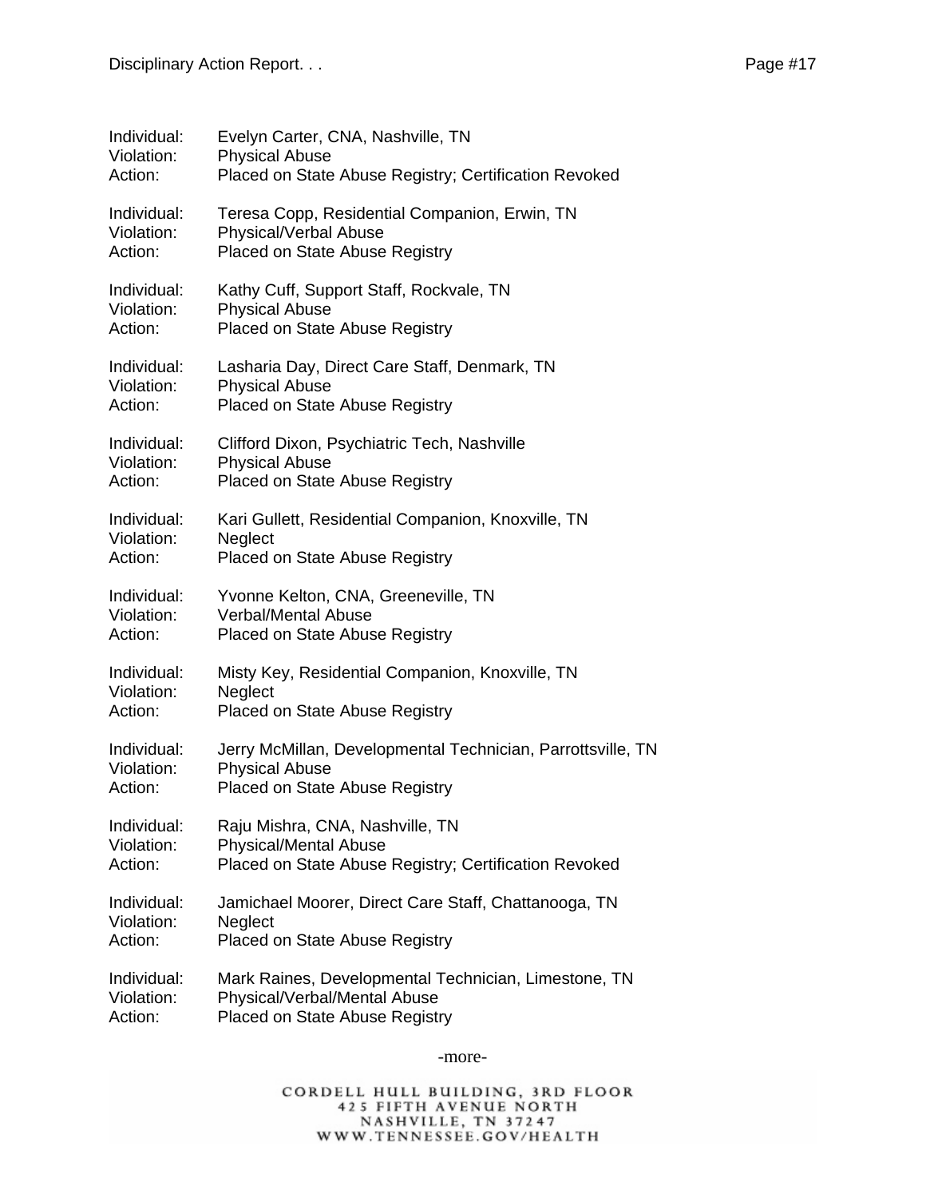Individual: Evelyn Carter, CNA, Nashville, TN
Violation: Physical Abuse
Action: Placed on State Abuse Registry; Certification Revoked

Individual: Teresa Copp, Residential Companion, Erwin, TN
Violation: Physical/Verbal Abuse
Action: Placed on State Abuse Registry

Individual: Kathy Cuff, Support Staff, Rockvale, TN
Violation: Physical Abuse
Action: Placed on State Abuse Registry

Individual: Lasharia Day, Direct Care Staff, Denmark, TN
Violation: Physical Abuse
Action: Placed on State Abuse Registry

Individual: Clifford Dixon, Psychiatric Tech, Nashville
Violation: Physical Abuse
Action: Placed on State Abuse Registry

Individual: Kari Gullett, Residential Companion, Knoxville, TN
Violation: Neglect
Action: Placed on State Abuse Registry

Individual: Yvonne Kelton, CNA, Greeneville, TN
Violation: Verbal/Mental Abuse
Action: Placed on State Abuse Registry

Individual: Misty Key, Residential Companion, Knoxville, TN
Violation: Neglect
Action: Placed on State Abuse Registry

Individual: Jerry McMillan, Developmental Technician, Parrottsville, TN
Violation: Physical Abuse
Action: Placed on State Abuse Registry

Individual: Raju Mishra, CNA, Nashville, TN
Violation: Physical/Mental Abuse
Action: Placed on State Abuse Registry; Certification Revoked

Individual: Jamichael Moorer, Direct Care Staff, Chattanooga, TN
Violation: Neglect
Action: Placed on State Abuse Registry

Individual: Mark Raines, Developmental Technician, Limestone, TN
Violation: Physical/Verbal/Mental Abuse
Action: Placed on State Abuse Registry

-more-

CORDELL HULL BUILDING, 3RD FLOOR
425 FIFTH AVENUE NORTH
NASHVILLE, TN 37247
WWW.TENNESSEE.GOV/HEALTH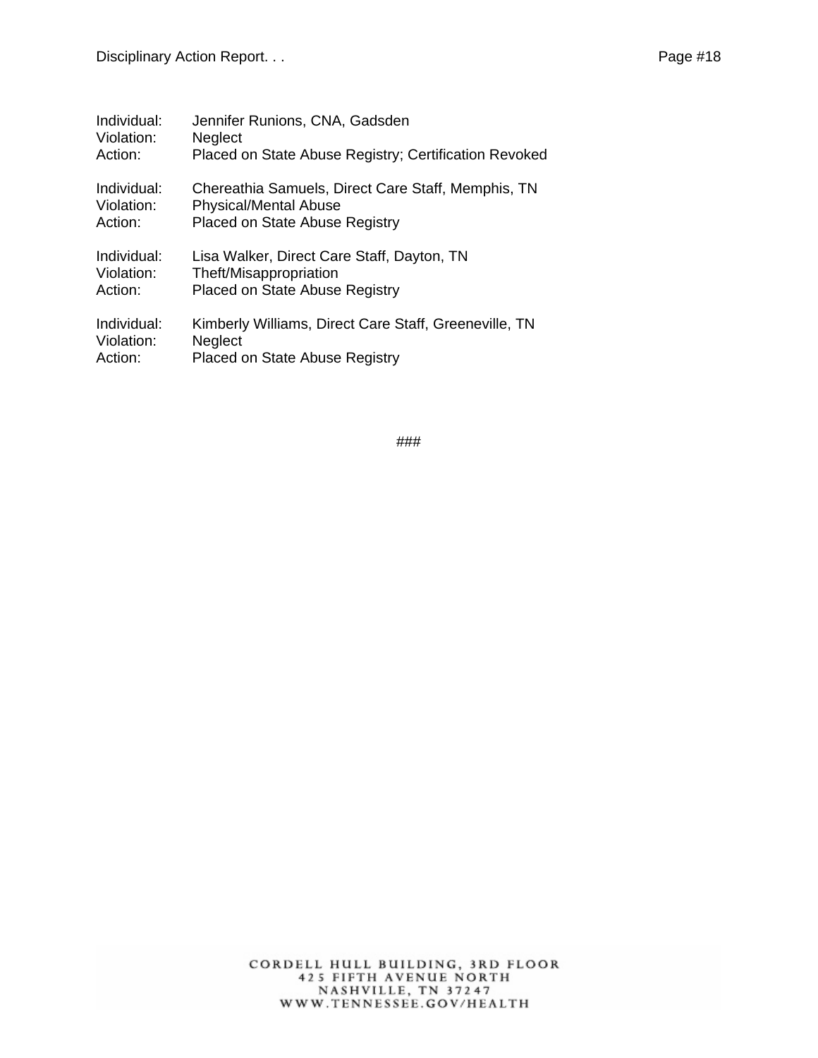Individual: Jennifer Runions, CNA, Gadsden
Violation: Neglect
Action: Placed on State Abuse Registry; Certification Revoked

Individual: Chereathia Samuels, Direct Care Staff, Memphis, TN
Violation: Physical/Mental Abuse
Action: Placed on State Abuse Registry

Individual: Lisa Walker, Direct Care Staff, Dayton, TN
Violation: Theft/Misappropriation
Action: Placed on State Abuse Registry

Individual: Kimberly Williams, Direct Care Staff, Greeneville, TN
Violation: Neglect
Action: Placed on State Abuse Registry

###

CORDELL HULL BUILDING, 3RD FLOOR
425 FIFTH AVENUE NORTH
NASHVILLE, TN 37247
WWW.TENNESSEE.GOV/HEALTH